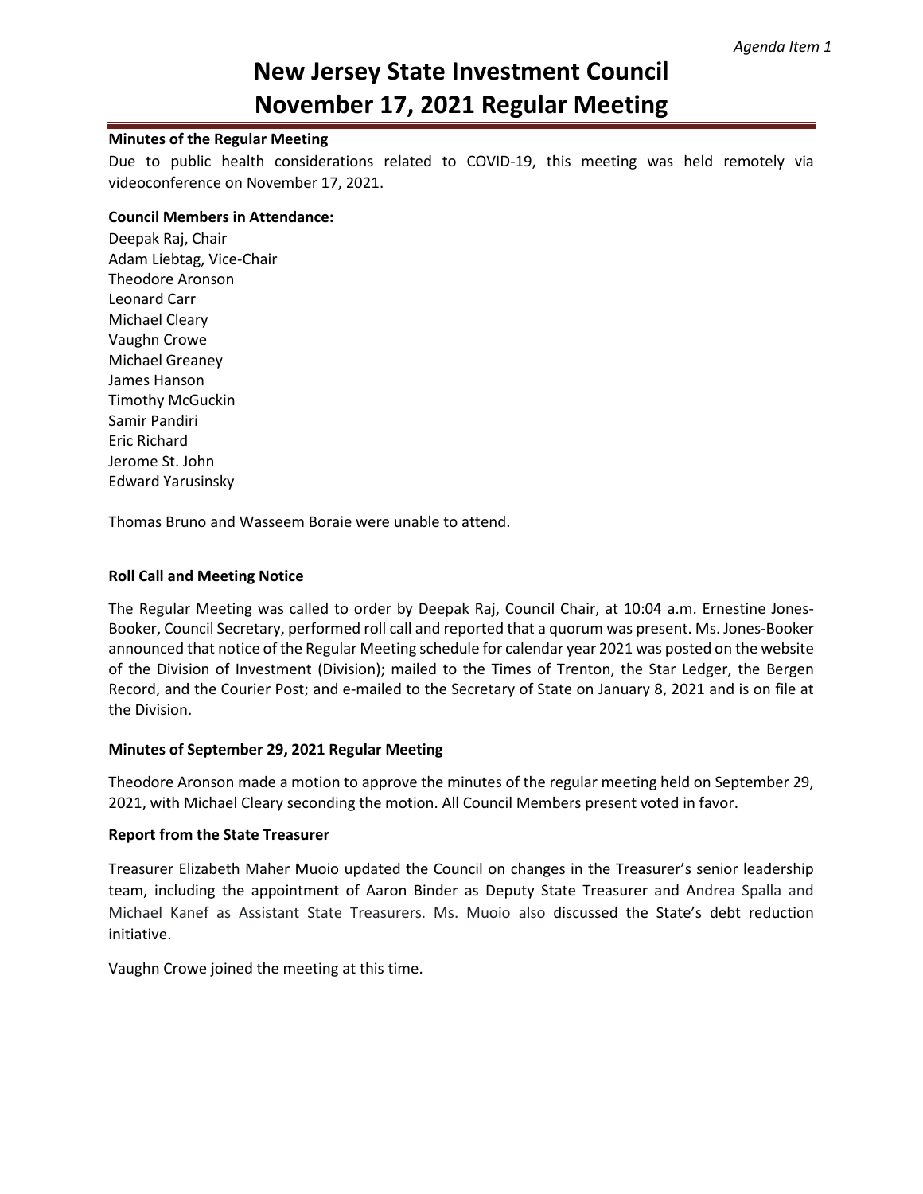*Agenda Item 1*

# New Jersey State Investment Council November 17, 2021 Regular Meeting

**Minutes of the Regular Meeting**

Due to public health considerations related to COVID-19, this meeting was held remotely via videoconference on November 17, 2021.

**Council Members in Attendance:**

Deepak Raj, Chair
Adam Liebtag, Vice-Chair
Theodore Aronson
Leonard Carr
Michael Cleary
Vaughn Crowe
Michael Greaney
James Hanson
Timothy McGuckin
Samir Pandiri
Eric Richard
Jerome St. John
Edward Yarusinsky

Thomas Bruno and Wasseem Boraie were unable to attend.

**Roll Call and Meeting Notice**

The Regular Meeting was called to order by Deepak Raj, Council Chair, at 10:04 a.m. Ernestine Jones-Booker, Council Secretary, performed roll call and reported that a quorum was present. Ms. Jones-Booker announced that notice of the Regular Meeting schedule for calendar year 2021 was posted on the website of the Division of Investment (Division); mailed to the Times of Trenton, the Star Ledger, the Bergen Record, and the Courier Post; and e-mailed to the Secretary of State on January 8, 2021 and is on file at the Division.

**Minutes of September 29, 2021 Regular Meeting**

Theodore Aronson made a motion to approve the minutes of the regular meeting held on September 29, 2021, with Michael Cleary seconding the motion. All Council Members present voted in favor.

**Report from the State Treasurer**

Treasurer Elizabeth Maher Muoio updated the Council on changes in the Treasurer's senior leadership team, including the appointment of Aaron Binder as Deputy State Treasurer and Andrea Spalla and Michael Kanef as Assistant State Treasurers. Ms. Muoio also discussed the State's debt reduction initiative.

Vaughn Crowe joined the meeting at this time.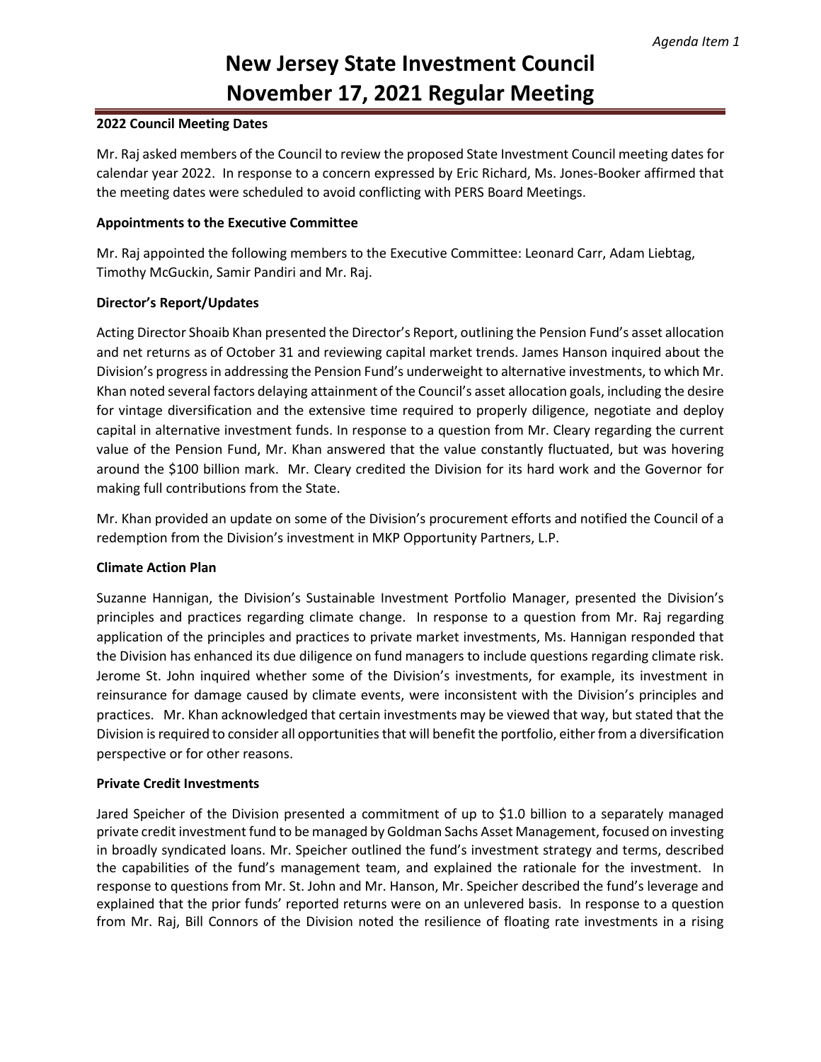# New Jersey State Investment Council November 17, 2021 Regular Meeting

**2022 Council Meeting Dates**

Mr. Raj asked members of the Council to review the proposed State Investment Council meeting dates for calendar year 2022. In response to a concern expressed by Eric Richard, Ms. Jones-Booker affirmed that the meeting dates were scheduled to avoid conflicting with PERS Board Meetings.

**Appointments to the Executive Committee**

Mr. Raj appointed the following members to the Executive Committee: Leonard Carr, Adam Liebtag, Timothy McGuckin, Samir Pandiri and Mr. Raj.

**Director's Report/Updates**

Acting Director Shoaib Khan presented the Director's Report, outlining the Pension Fund's asset allocation and net returns as of October 31 and reviewing capital market trends. James Hanson inquired about the Division's progress in addressing the Pension Fund's underweight to alternative investments, to which Mr. Khan noted several factors delaying attainment of the Council's asset allocation goals, including the desire for vintage diversification and the extensive time required to properly diligence, negotiate and deploy capital in alternative investment funds. In response to a question from Mr. Cleary regarding the current value of the Pension Fund, Mr. Khan answered that the value constantly fluctuated, but was hovering around the $100 billion mark. Mr. Cleary credited the Division for its hard work and the Governor for making full contributions from the State.

Mr. Khan provided an update on some of the Division's procurement efforts and notified the Council of a redemption from the Division's investment in MKP Opportunity Partners, L.P.

**Climate Action Plan**

Suzanne Hannigan, the Division's Sustainable Investment Portfolio Manager, presented the Division's principles and practices regarding climate change. In response to a question from Mr. Raj regarding application of the principles and practices to private market investments, Ms. Hannigan responded that the Division has enhanced its due diligence on fund managers to include questions regarding climate risk. Jerome St. John inquired whether some of the Division's investments, for example, its investment in reinsurance for damage caused by climate events, were inconsistent with the Division's principles and practices. Mr. Khan acknowledged that certain investments may be viewed that way, but stated that the Division is required to consider all opportunities that will benefit the portfolio, either from a diversification perspective or for other reasons.

**Private Credit Investments**

Jared Speicher of the Division presented a commitment of up to $1.0 billion to a separately managed private credit investment fund to be managed by Goldman Sachs Asset Management, focused on investing in broadly syndicated loans. Mr. Speicher outlined the fund's investment strategy and terms, described the capabilities of the fund's management team, and explained the rationale for the investment. In response to questions from Mr. St. John and Mr. Hanson, Mr. Speicher described the fund's leverage and explained that the prior funds' reported returns were on an unlevered basis. In response to a question from Mr. Raj, Bill Connors of the Division noted the resilience of floating rate investments in a rising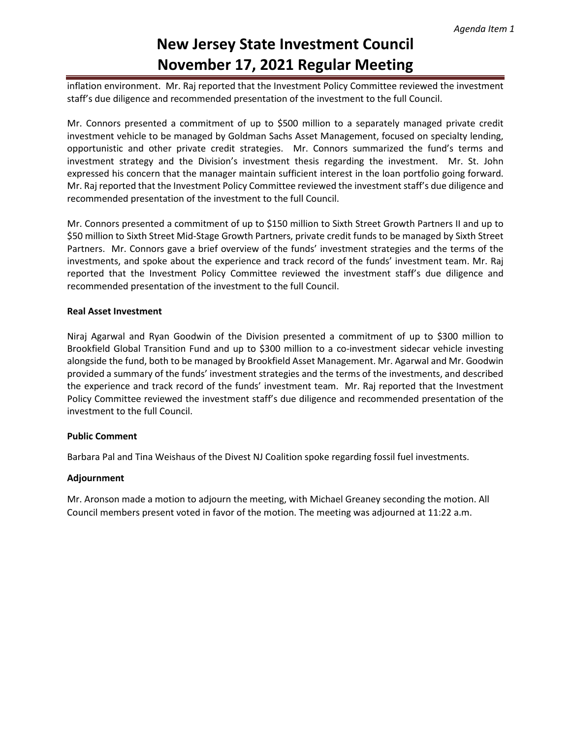inflation environment. Mr. Raj reported that the Investment Policy Committee reviewed the investment staff's due diligence and recommended presentation of the investment to the full Council.

Mr. Connors presented a commitment of up to $500 million to a separately managed private credit investment vehicle to be managed by Goldman Sachs Asset Management, focused on specialty lending, opportunistic and other private credit strategies. Mr. Connors summarized the fund's terms and investment strategy and the Division's investment thesis regarding the investment. Mr. St. John expressed his concern that the manager maintain sufficient interest in the loan portfolio going forward. Mr. Raj reported that the Investment Policy Committee reviewed the investment staff's due diligence and recommended presentation of the investment to the full Council.

Mr. Connors presented a commitment of up to $150 million to Sixth Street Growth Partners II and up to $50 million to Sixth Street Mid-Stage Growth Partners, private credit funds to be managed by Sixth Street Partners. Mr. Connors gave a brief overview of the funds' investment strategies and the terms of the investments, and spoke about the experience and track record of the funds' investment team. Mr. Raj reported that the Investment Policy Committee reviewed the investment staff's due diligence and recommended presentation of the investment to the full Council.

**Real Asset Investment**

Niraj Agarwal and Ryan Goodwin of the Division presented a commitment of up to $300 million to Brookfield Global Transition Fund and up to $300 million to a co-investment sidecar vehicle investing alongside the fund, both to be managed by Brookfield Asset Management. Mr. Agarwal and Mr. Goodwin provided a summary of the funds' investment strategies and the terms of the investments, and described the experience and track record of the funds' investment team. Mr. Raj reported that the Investment Policy Committee reviewed the investment staff's due diligence and recommended presentation of the investment to the full Council.

**Public Comment**

Barbara Pal and Tina Weishaus of the Divest NJ Coalition spoke regarding fossil fuel investments.

**Adjournment**

Mr. Aronson made a motion to adjourn the meeting, with Michael Greaney seconding the motion. All Council members present voted in favor of the motion. The meeting was adjourned at 11:22 a.m.